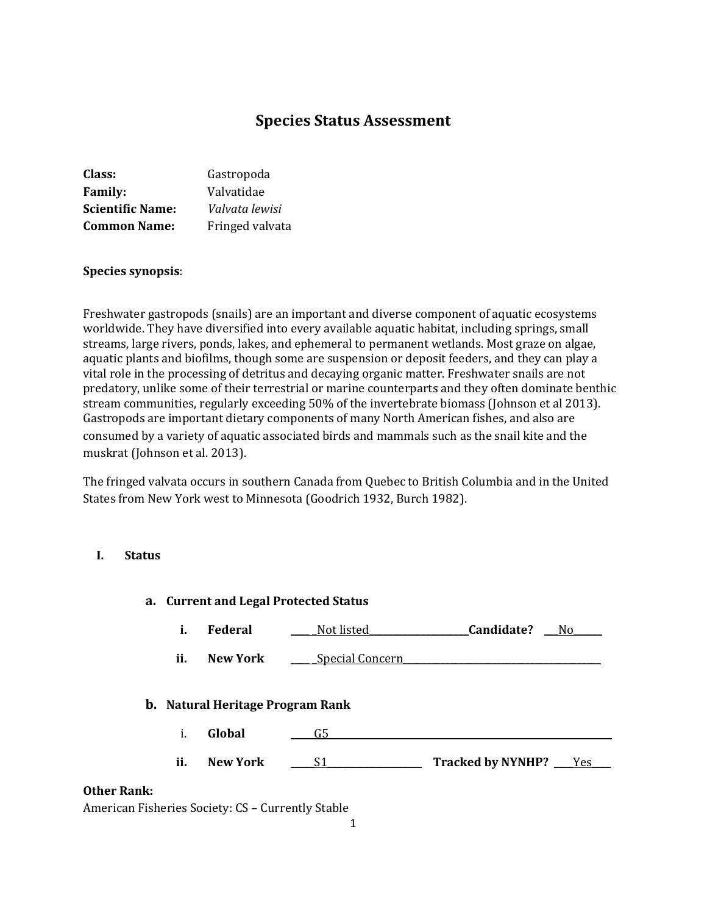# Species Status Assessment

**Class:** Gastropoda
**Family:** Valvatidae
**Scientific Name:** *Valvata lewisi*
**Common Name:** Fringed valvata

**Species synopsis**:

Freshwater gastropods (snails) are an important and diverse component of aquatic ecosystems worldwide. They have diversified into every available aquatic habitat, including springs, small streams, large rivers, ponds, lakes, and ephemeral to permanent wetlands. Most graze on algae, aquatic plants and biofilms, though some are suspension or deposit feeders, and they can play a vital role in the processing of detritus and decaying organic matter. Freshwater snails are not predatory, unlike some of their terrestrial or marine counterparts and they often dominate benthic stream communities, regularly exceeding 50% of the invertebrate biomass (Johnson et al 2013). Gastropods are important dietary components of many North American fishes, and also are consumed by a variety of aquatic associated birds and mammals such as the snail kite and the muskrat (Johnson et al. 2013).

The fringed valvata occurs in southern Canada from Quebec to British Columbia and in the United States from New York west to Minnesota (Goodrich 1932, Burch 1982).

## I. Status

### a. Current and Legal Protected Status

i. **Federal** \_\_\_\_ \_Not listed\_\_\_\_\_\_\_\_\_\_\_\_\_\_\_\_\_\_\_\_\_ **Candidate?** \_\_\_No\_\_\_\_\_\_

ii. **New York** \_\_\_\_ \_Special Concern\_\_\_\_\_\_\_\_\_\_\_\_\_\_\_\_\_\_\_\_\_\_\_\_\_\_\_\_\_\_\_\_\_\_\_\_\_\_\_\_\_\_

### b. Natural Heritage Program Rank

i. **Global** \_\_\_\_\_G5\_\_\_\_\_\_\_\_\_\_\_\_\_\_\_\_\_\_\_\_\_\_\_\_\_\_\_\_\_\_\_\_\_\_\_\_\_\_\_\_\_\_\_\_\_\_\_\_\_\_\_\_\_\_\_\_\_\_

ii. **New York** \_\_\_\_\_S1\_\_\_\_\_\_\_\_\_\_\_\_\_\_\_\_\_\_\_\_ **Tracked by NYNHP?** \_\_\_\_Yes\_\_\_\_

**Other Rank:**
American Fisheries Society: CS – Currently Stable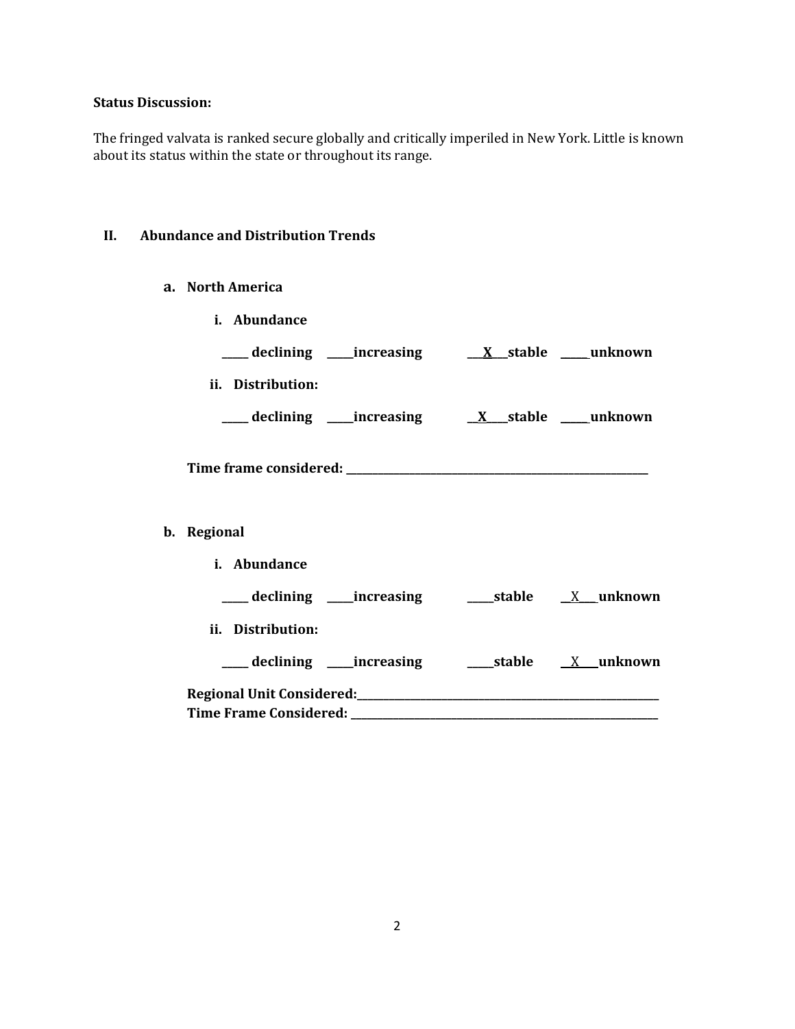**Status Discussion:**

The fringed valvata is ranked secure globally and critically imperiled in New York. Little is known about its status within the state or throughout its range.

## II. Abundance and Distribution Trends

### a. North America

**i. Abundance**

**_____ declining _____increasing __X__stable _____unknown**

**ii. Distribution:**

**_____ declining _____increasing __X__stable _____unknown**

**Time frame considered: ___________________________________________**

### b. Regional

**i. Abundance**

**_____ declining _____increasing _____stable __X__unknown**

**ii. Distribution:**

**_____ declining _____increasing _____stable __X__unknown**

**Regional Unit Considered:___________________________________________**
**Time Frame Considered: ___________________________________________**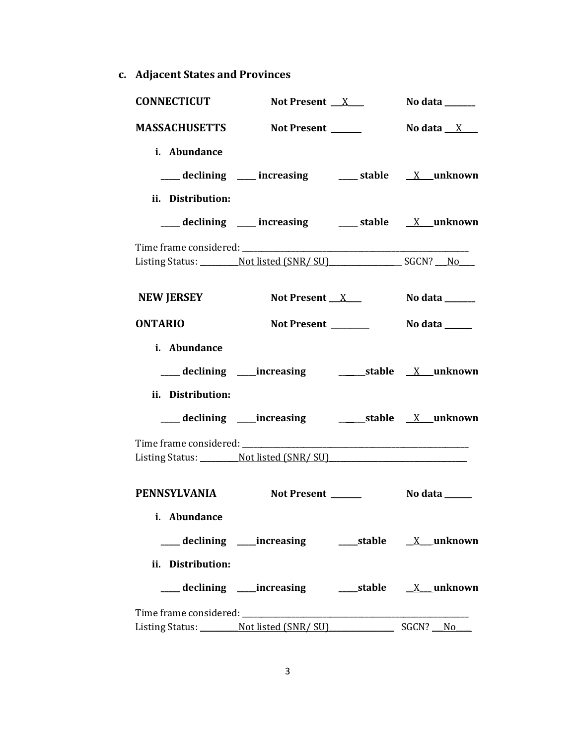**c. Adjacent States and Provinces**

**CONNECTICUT** **Not Present** __X__ **No data** ______

**MASSACHUSETTS** **Not Present** ______ **No data** __X__

**i. Abundance**

____ **declining** ____ **increasing** ____ **stable** __X__ **unknown**

**ii. Distribution:**

____ **declining** ____ **increasing** ____ **stable** __X__ **unknown**

Time frame considered: ______________________________

Listing Status: ________Not listed (SNR/ SU)________ SGCN? __No__

**NEW JERSEY** **Not Present** __X__ **No data** ______

**ONTARIO** **Not Present** ______ **No data** ______

**i. Abundance**

____ **declining** ____ **increasing** ____ **stable** __X__ **unknown**

**ii. Distribution:**

____ **declining** ____ **increasing** ____ **stable** __X__ **unknown**

Time frame considered: ______________________________

Listing Status: ________Not listed (SNR/ SU)________

**PENNSYLVANIA** **Not Present** ______ **No data** ______

**i. Abundance**

____ **declining** ____ **increasing** ____ **stable** __X__ **unknown**

**ii. Distribution:**

____ **declining** ____ **increasing** ____ **stable** __X__ **unknown**

Time frame considered: ______________________________

Listing Status: ________Not listed (SNR/ SU)________ SGCN? __No__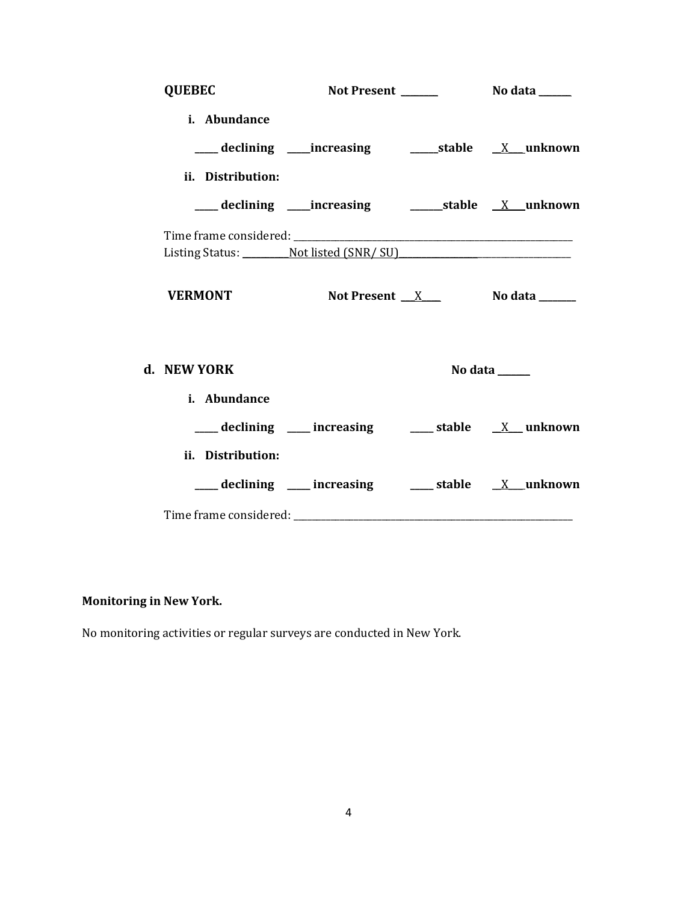**QUEBEC** **Not Present \_\_\_\_\_\_\_\_** **No data \_\_\_\_\_\_\_**

i. **Abundance**

**\_\_\_\_\_ declining \_\_\_\_\_increasing \_\_\_\_\_\_stable \_\_X\_\_\_ unknown**

ii. **Distribution:**

**\_\_\_\_\_ declining \_\_\_\_\_increasing \_\_\_\_\_\_\_stable \_\_X\_\_\_unknown**

Time frame considered: \_\_\_\_\_\_\_\_\_\_\_\_\_\_\_\_\_\_\_\_\_\_\_\_\_\_\_\_\_\_\_\_\_\_\_\_\_\_\_\_\_\_\_\_\_\_\_\_\_\_\_\_\_\_\_\_\_\_\_\_\_\_
Listing Status: \_\_\_\_\_\_\_\_\_\_\_Not listed (SNR/ SU)\_\_\_\_\_\_\_\_\_\_\_\_\_\_\_\_\_\_\_\_\_\_\_\_\_\_\_\_\_\_\_\_\_\_\_\_\_\_

**VERMONT** **Not Present \_\_\_X\_\_\_\_** **No data \_\_\_\_\_\_\_\_**

**d. NEW YORK** **No data \_\_\_\_\_\_\_**

i. **Abundance**

**\_\_\_\_\_ declining \_\_\_\_\_ increasing \_\_\_\_\_ stable \_\_X\_\_\_ unknown**

ii. **Distribution:**

**\_\_\_\_\_ declining \_\_\_\_\_ increasing \_\_\_\_\_ stable \_\_X\_\_\_unknown**

Time frame considered: \_\_\_\_\_\_\_\_\_\_\_\_\_\_\_\_\_\_\_\_\_\_\_\_\_\_\_\_\_\_\_\_\_\_\_\_\_\_\_\_\_\_\_\_\_\_\_\_\_\_\_\_\_\_\_\_\_\_\_\_\_\_

**Monitoring in New York.**

No monitoring activities or regular surveys are conducted in New York.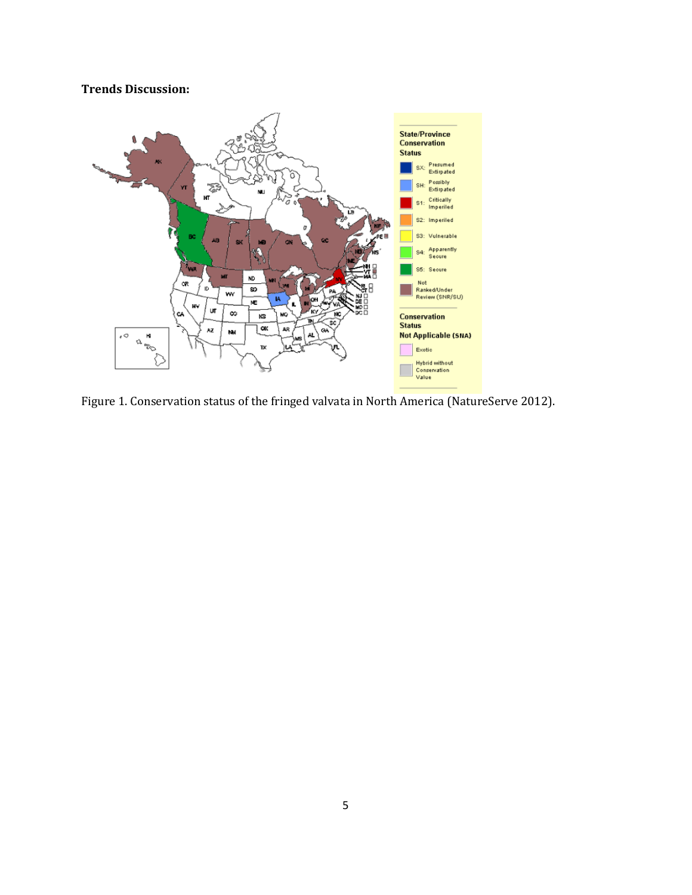**Trends Discussion:**

Figure 1. Conservation status of the fringed valvata in North America (NatureServe 2012).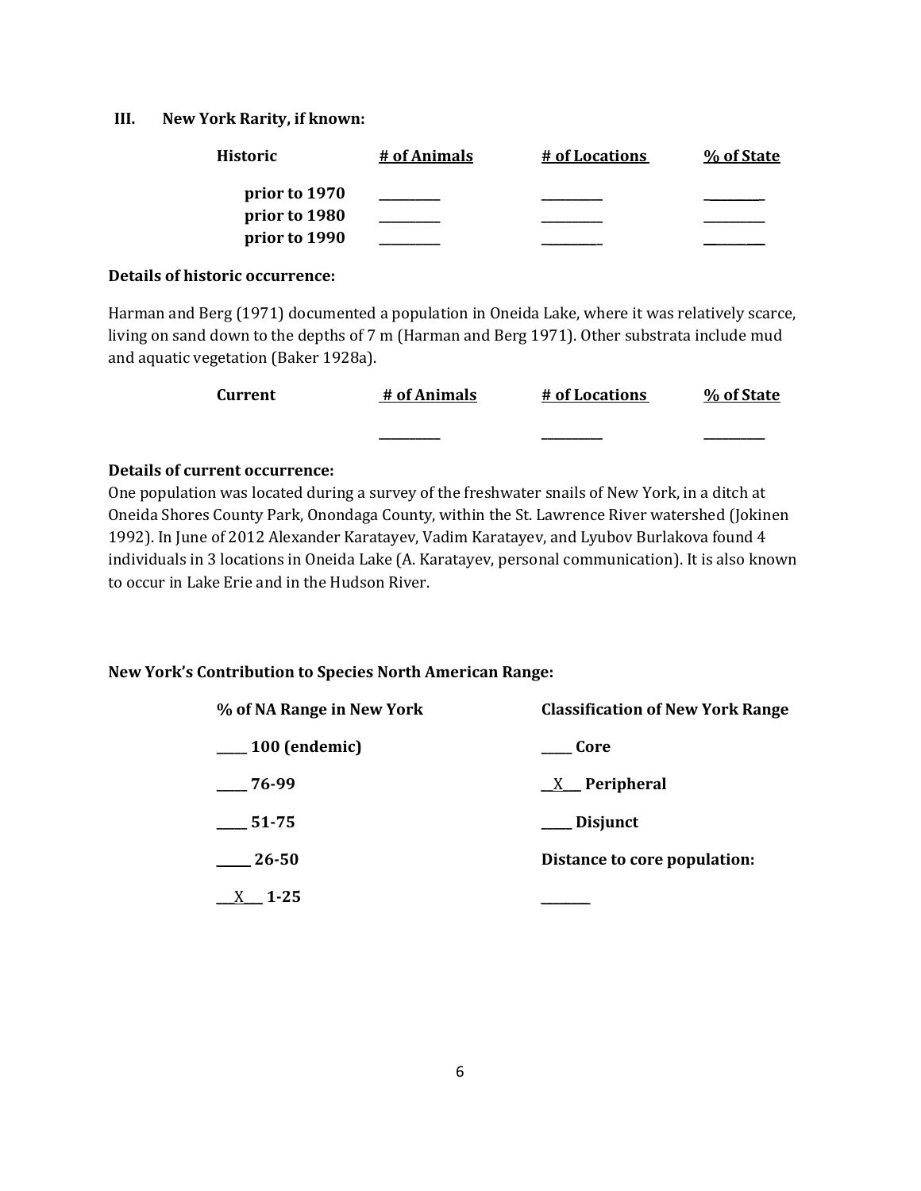**III. New York Rarity, if known:**

| Historic | # of Animals | # of Locations | % of State |
|---|---|---|---|
| prior to 1970 | ________ | ________ | ________ |
| prior to 1980 | ________ | ________ | ________ |
| prior to 1990 | ________ | ________ | ________ |

**Details of historic occurrence:**

Harman and Berg (1971) documented a population in Oneida Lake, where it was relatively scarce, living on sand down to the depths of 7 m (Harman and Berg 1971). Other substrata include mud and aquatic vegetation (Baker 1928a).

| Current | # of Animals | # of Locations | % of State |
|---|---|---|---|
| | ________ | ________ | ________ |

**Details of current occurrence:**

One population was located during a survey of the freshwater snails of New York, in a ditch at Oneida Shores County Park, Onondaga County, within the St. Lawrence River watershed (Jokinen 1992). In June of 2012 Alexander Karatayev, Vadim Karatayev, and Lyubov Burlakova found 4 individuals in 3 locations in Oneida Lake (A. Karatayev, personal communication). It is also known to occur in Lake Erie and in the Hudson River.

**New York's Contribution to Species North American Range:**

| % of NA Range in New York | Classification of New York Range |
|---|---|
| _____ 100 (endemic) | _____ Core |
| _____ 76-99 | __X___ Peripheral |
| _____ 51-75 | _____ Disjunct |
| _____ 26-50 | **Distance to core population:** |
| ___X___ 1-25 | ________ |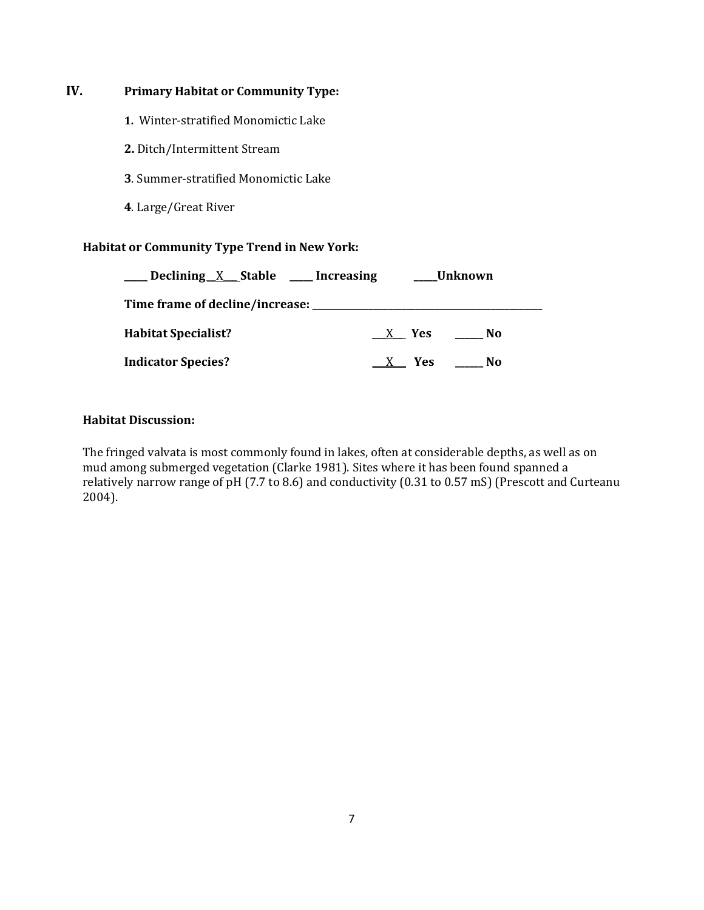## IV. Primary Habitat or Community Type:

**1.** Winter-stratified Monomictic Lake

**2.** Ditch/Intermittent Stream

**3**. Summer-stratified Monomictic Lake

**4**. Large/Great River

**Habitat or Community Type Trend in New York:**

**\_\_\_\_ Declining \_\_X\_\_\_ Stable \_\_\_\_ Increasing \_\_\_\_ Unknown**

**Time frame of decline/increase: \_\_\_\_\_\_\_\_\_\_\_\_\_\_\_\_\_\_\_\_\_\_\_\_\_\_\_\_\_\_\_\_\_\_\_\_\_\_\_\_\_\_\_\_**

**Habitat Specialist?** \_\_X\_\_ **Yes** \_\_\_\_\_ **No**

**Indicator Species?** \_\_X\_\_ **Yes** \_\_\_\_\_ **No**

**Habitat Discussion:**

The fringed valvata is most commonly found in lakes, often at considerable depths, as well as on mud among submerged vegetation (Clarke 1981). Sites where it has been found spanned a relatively narrow range of pH (7.7 to 8.6) and conductivity (0.31 to 0.57 mS) (Prescott and Curteanu 2004).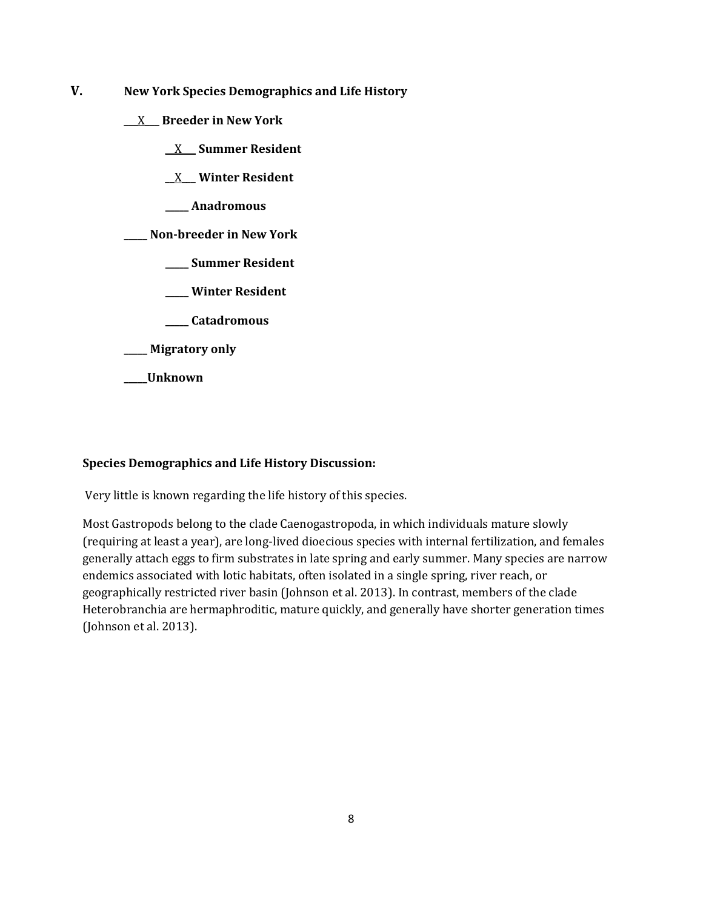## V. New York Species Demographics and Life History

__X__ **Breeder in New York**

- __X__ **Summer Resident**
- __X__ **Winter Resident**
- _____ **Anadromous**

_____ **Non-breeder in New York**

- _____ **Summer Resident**
- _____ **Winter Resident**
- _____ **Catadromous**

_____ **Migratory only**

_____ **Unknown**

**Species Demographics and Life History Discussion:**

Very little is known regarding the life history of this species.

Most Gastropods belong to the clade Caenogastropoda, in which individuals mature slowly (requiring at least a year), are long-lived dioecious species with internal fertilization, and females generally attach eggs to firm substrates in late spring and early summer. Many species are narrow endemics associated with lotic habitats, often isolated in a single spring, river reach, or geographically restricted river basin (Johnson et al. 2013). In contrast, members of the clade Heterobranchia are hermaphroditic, mature quickly, and generally have shorter generation times (Johnson et al. 2013).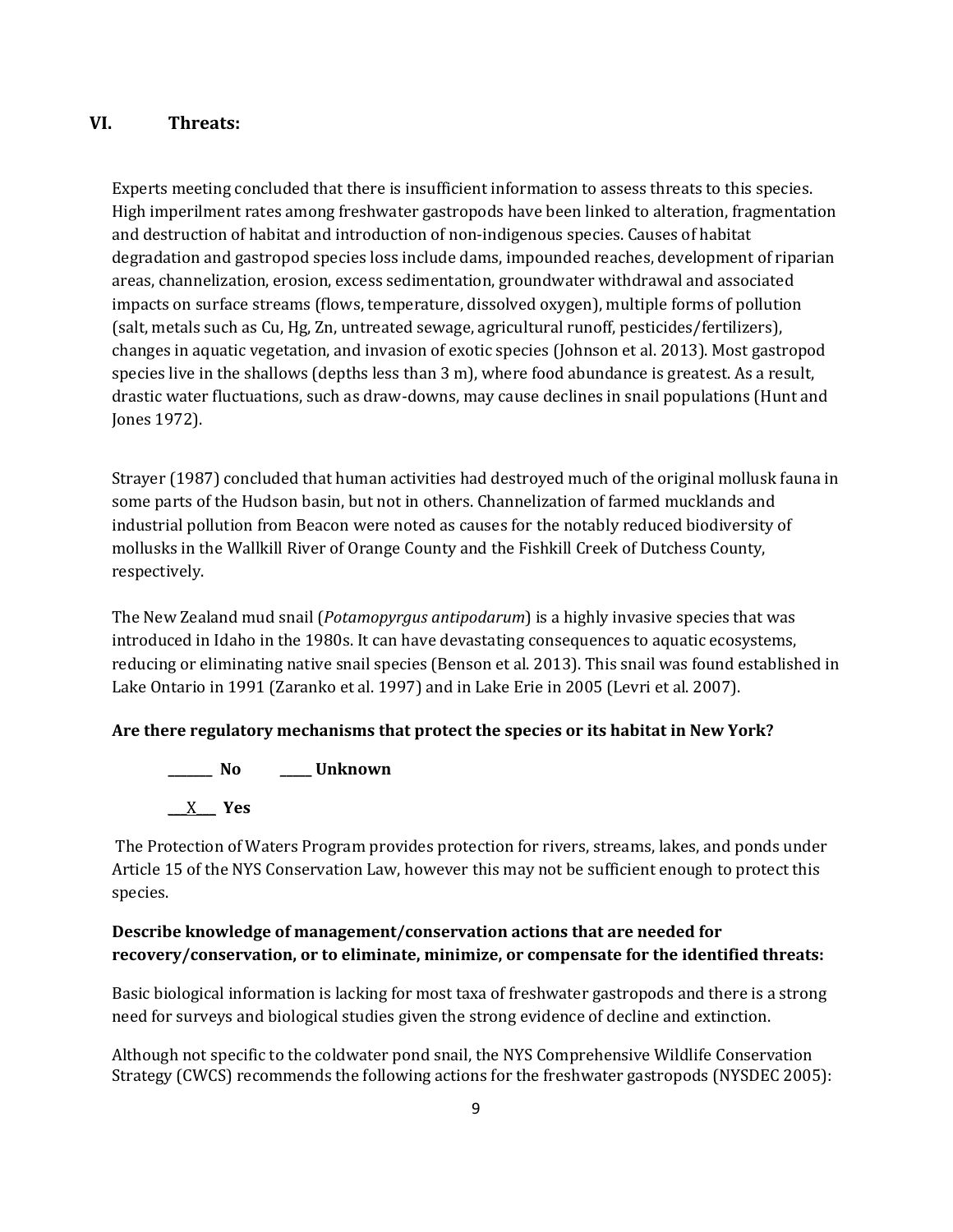## VI. Threats:

Experts meeting concluded that there is insufficient information to assess threats to this species. High imperilment rates among freshwater gastropods have been linked to alteration, fragmentation and destruction of habitat and introduction of non-indigenous species. Causes of habitat degradation and gastropod species loss include dams, impounded reaches, development of riparian areas, channelization, erosion, excess sedimentation, groundwater withdrawal and associated impacts on surface streams (flows, temperature, dissolved oxygen), multiple forms of pollution (salt, metals such as Cu, Hg, Zn, untreated sewage, agricultural runoff, pesticides/fertilizers), changes in aquatic vegetation, and invasion of exotic species (Johnson et al. 2013). Most gastropod species live in the shallows (depths less than 3 m), where food abundance is greatest. As a result, drastic water fluctuations, such as draw-downs, may cause declines in snail populations (Hunt and Jones 1972).

Strayer (1987) concluded that human activities had destroyed much of the original mollusk fauna in some parts of the Hudson basin, but not in others. Channelization of farmed mucklands and industrial pollution from Beacon were noted as causes for the notably reduced biodiversity of mollusks in the Wallkill River of Orange County and the Fishkill Creek of Dutchess County, respectively.

The New Zealand mud snail (*Potamopyrgus antipodarum*) is a highly invasive species that was introduced in Idaho in the 1980s. It can have devastating consequences to aquatic ecosystems, reducing or eliminating native snail species (Benson et al. 2013). This snail was found established in Lake Ontario in 1991 (Zaranko et al. 1997) and in Lake Erie in 2005 (Levri et al. 2007).

**Are there regulatory mechanisms that protect the species or its habitat in New York?**

_______ **No** _____ **Unknown**

___X___ **Yes**

The Protection of Waters Program provides protection for rivers, streams, lakes, and ponds under Article 15 of the NYS Conservation Law, however this may not be sufficient enough to protect this species.

**Describe knowledge of management/conservation actions that are needed for recovery/conservation, or to eliminate, minimize, or compensate for the identified threats:**

Basic biological information is lacking for most taxa of freshwater gastropods and there is a strong need for surveys and biological studies given the strong evidence of decline and extinction.

Although not specific to the coldwater pond snail, the NYS Comprehensive Wildlife Conservation Strategy (CWCS) recommends the following actions for the freshwater gastropods (NYSDEC 2005):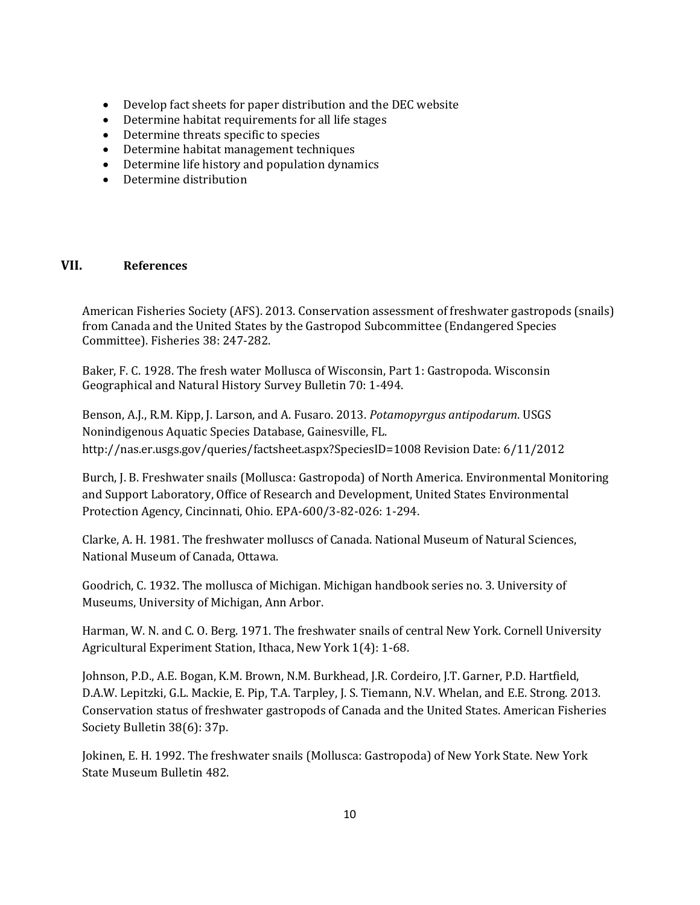- Develop fact sheets for paper distribution and the DEC website
- Determine habitat requirements for all life stages
- Determine threats specific to species
- Determine habitat management techniques
- Determine life history and population dynamics
- Determine distribution

## VII. References

American Fisheries Society (AFS). 2013. Conservation assessment of freshwater gastropods (snails) from Canada and the United States by the Gastropod Subcommittee (Endangered Species Committee). Fisheries 38: 247-282.

Baker, F. C. 1928. The fresh water Mollusca of Wisconsin, Part 1: Gastropoda. Wisconsin Geographical and Natural History Survey Bulletin 70: 1-494.

Benson, A.J., R.M. Kipp, J. Larson, and A. Fusaro. 2013. *Potamopyrgus antipodarum*. USGS Nonindigenous Aquatic Species Database, Gainesville, FL. http://nas.er.usgs.gov/queries/factsheet.aspx?SpeciesID=1008 Revision Date: 6/11/2012

Burch, J. B. Freshwater snails (Mollusca: Gastropoda) of North America. Environmental Monitoring and Support Laboratory, Office of Research and Development, United States Environmental Protection Agency, Cincinnati, Ohio. EPA-600/3-82-026: 1-294.

Clarke, A. H. 1981. The freshwater molluscs of Canada. National Museum of Natural Sciences, National Museum of Canada, Ottawa.

Goodrich, C. 1932. The mollusca of Michigan. Michigan handbook series no. 3. University of Museums, University of Michigan, Ann Arbor.

Harman, W. N. and C. O. Berg. 1971. The freshwater snails of central New York. Cornell University Agricultural Experiment Station, Ithaca, New York 1(4): 1-68.

Johnson, P.D., A.E. Bogan, K.M. Brown, N.M. Burkhead, J.R. Cordeiro, J.T. Garner, P.D. Hartfield, D.A.W. Lepitzki, G.L. Mackie, E. Pip, T.A. Tarpley, J. S. Tiemann, N.V. Whelan, and E.E. Strong. 2013. Conservation status of freshwater gastropods of Canada and the United States. American Fisheries Society Bulletin 38(6): 37p.

Jokinen, E. H. 1992. The freshwater snails (Mollusca: Gastropoda) of New York State. New York State Museum Bulletin 482.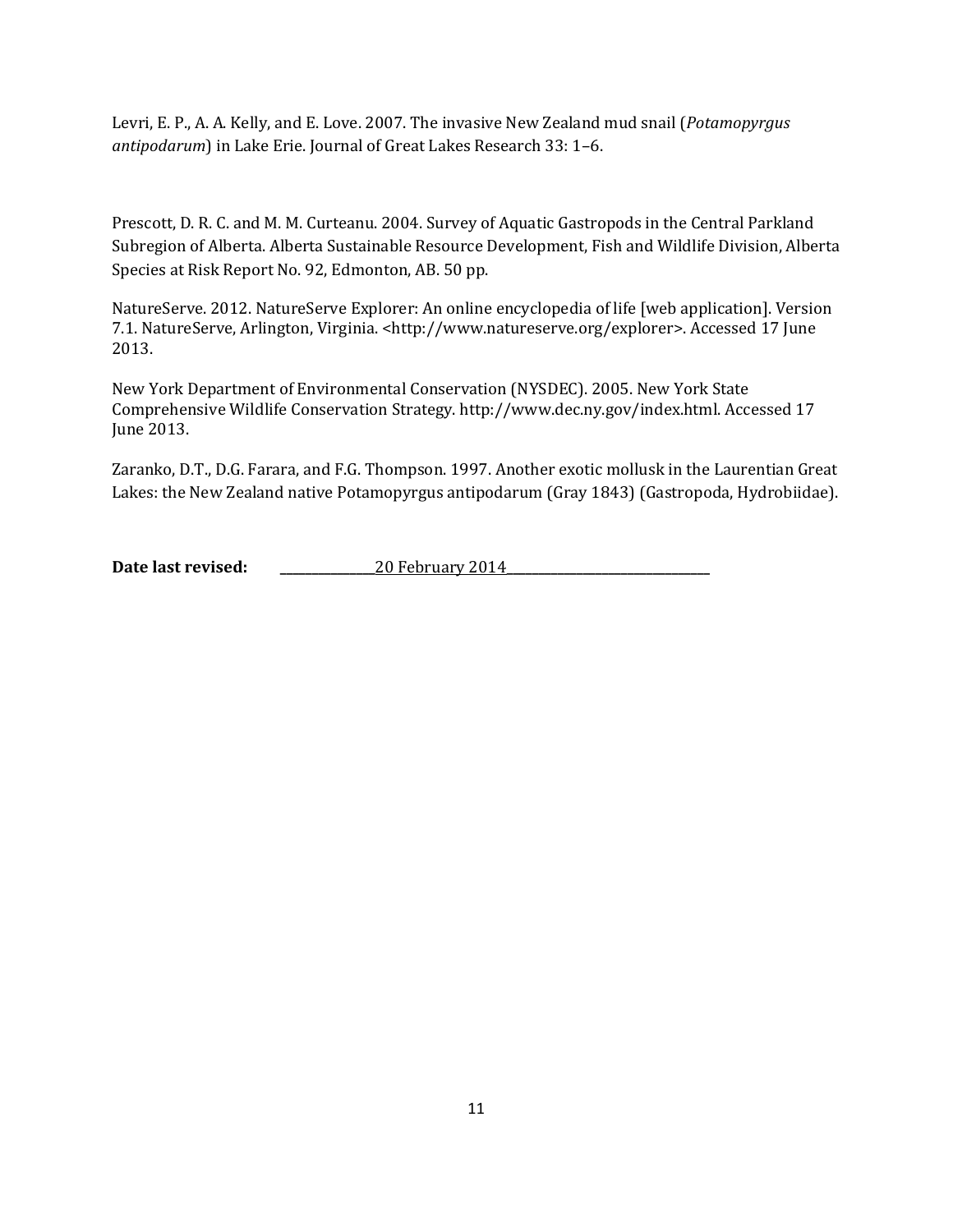Levri, E. P., A. A. Kelly, and E. Love. 2007. The invasive New Zealand mud snail (*Potamopyrgus antipodarum*) in Lake Erie. Journal of Great Lakes Research 33: 1–6.

Prescott, D. R. C. and M. M. Curteanu. 2004. Survey of Aquatic Gastropods in the Central Parkland Subregion of Alberta. Alberta Sustainable Resource Development, Fish and Wildlife Division, Alberta Species at Risk Report No. 92, Edmonton, AB. 50 pp.

NatureServe. 2012. NatureServe Explorer: An online encyclopedia of life [web application]. Version 7.1. NatureServe, Arlington, Virginia. <http://www.natureserve.org/explorer>. Accessed 17 June 2013.

New York Department of Environmental Conservation (NYSDEC). 2005. New York State Comprehensive Wildlife Conservation Strategy. http://www.dec.ny.gov/index.html. Accessed 17 June 2013.

Zaranko, D.T., D.G. Farara, and F.G. Thompson. 1997. Another exotic mollusk in the Laurentian Great Lakes: the New Zealand native Potamopyrgus antipodarum (Gray 1843) (Gastropoda, Hydrobiidae).

**Date last revised:** 20 February 2014